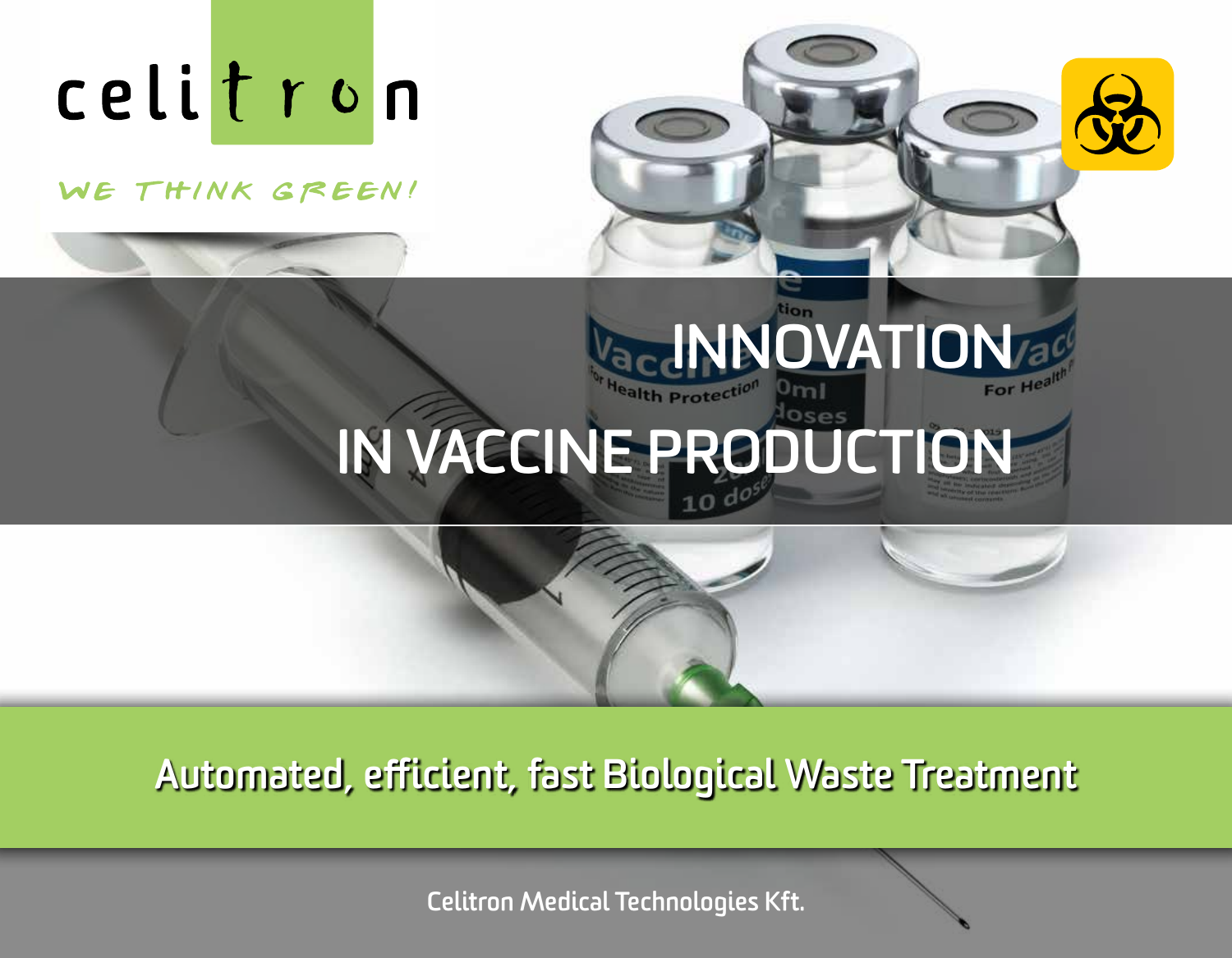celitron

WE THINK GREEN!

# INNOVATION IN VACCINE PRODUCTION

## Automated, efficient, fast Biological Waste Treatment

Celitron Medical Technologies Kft.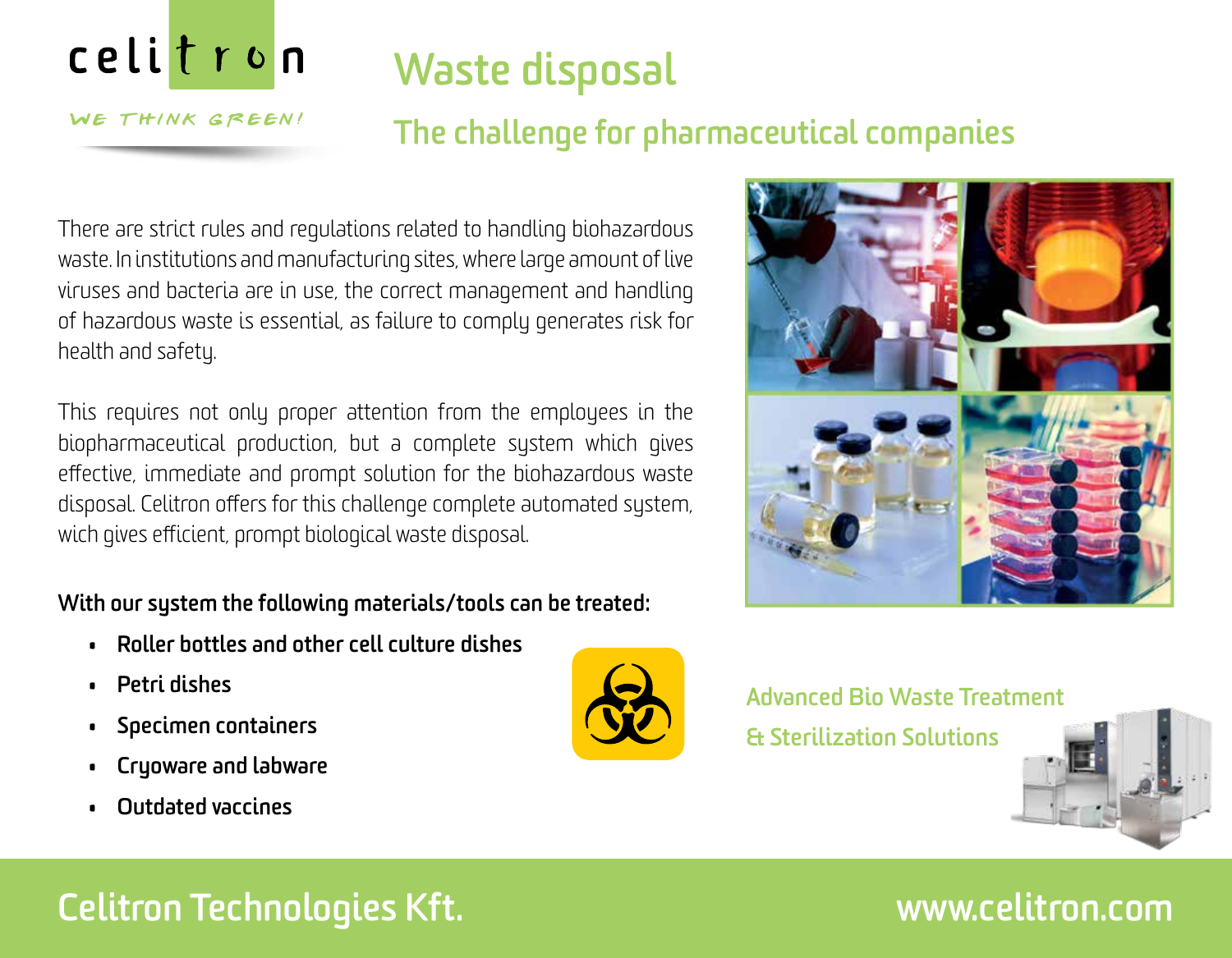celitron

WE THINK GREEN!

# Waste disposal

## The challenge for pharmaceutical companies

There are strict rules and regulations related to handling biohazardous waste. In institutions and manufacturing sites, where large amount of live viruses and bacteria are in use, the correct management and handling of hazardous waste is essential, as failure to comply generates risk for health and safety.

This requires not only proper attention from the employees in the biopharmaceutical production, but a complete system which gives effective, immediate and prompt solution for the biohazardous waste disposal. Celitron offers for this challenge complete automated system, wich gives efficient, prompt biological waste disposal.

**With our system the following materials/tools can be treated:**

- **Roller bottles and other cell culture dishes**
- **Petri dishes**
- **Specimen containers**
- **Cryoware and labware**
- **Outdated vaccines**

Advanced Bio Waste Treatment & Sterilization Solutions

**Celitron Technologies Kft.** **www.celitron.com**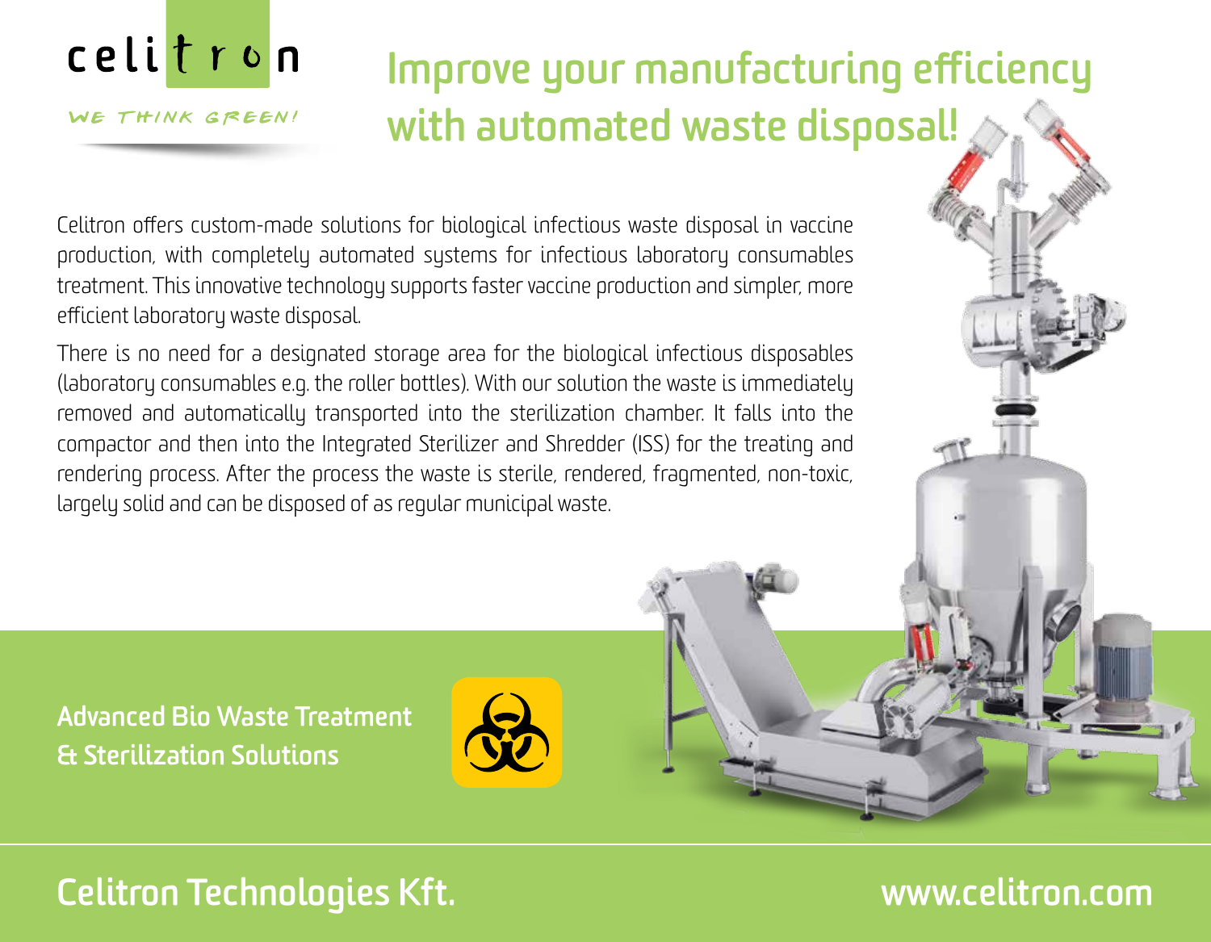celitron

WE THINK GREEN!

# Improve your manufacturing efficiency with automated waste disposal!

Celitron offers custom-made solutions for biological infectious waste disposal in vaccine production, with completely automated systems for infectious laboratory consumables treatment. This innovative technology supports faster vaccine production and simpler, more efficient laboratory waste disposal.

There is no need for a designated storage area for the biological infectious disposables (laboratory consumables e.g. the roller bottles). With our solution the waste is immediately removed and automatically transported into the sterilization chamber. It falls into the compactor and then into the Integrated Sterilizer and Shredder (ISS) for the treating and rendering process. After the process the waste is sterile, rendered, fragmented, non-toxic, largely solid and can be disposed of as regular municipal waste.

**Advanced Bio Waste Treatment & Sterilization Solutions**

**Celitron Technologies Kft.**

**www.celitron.com**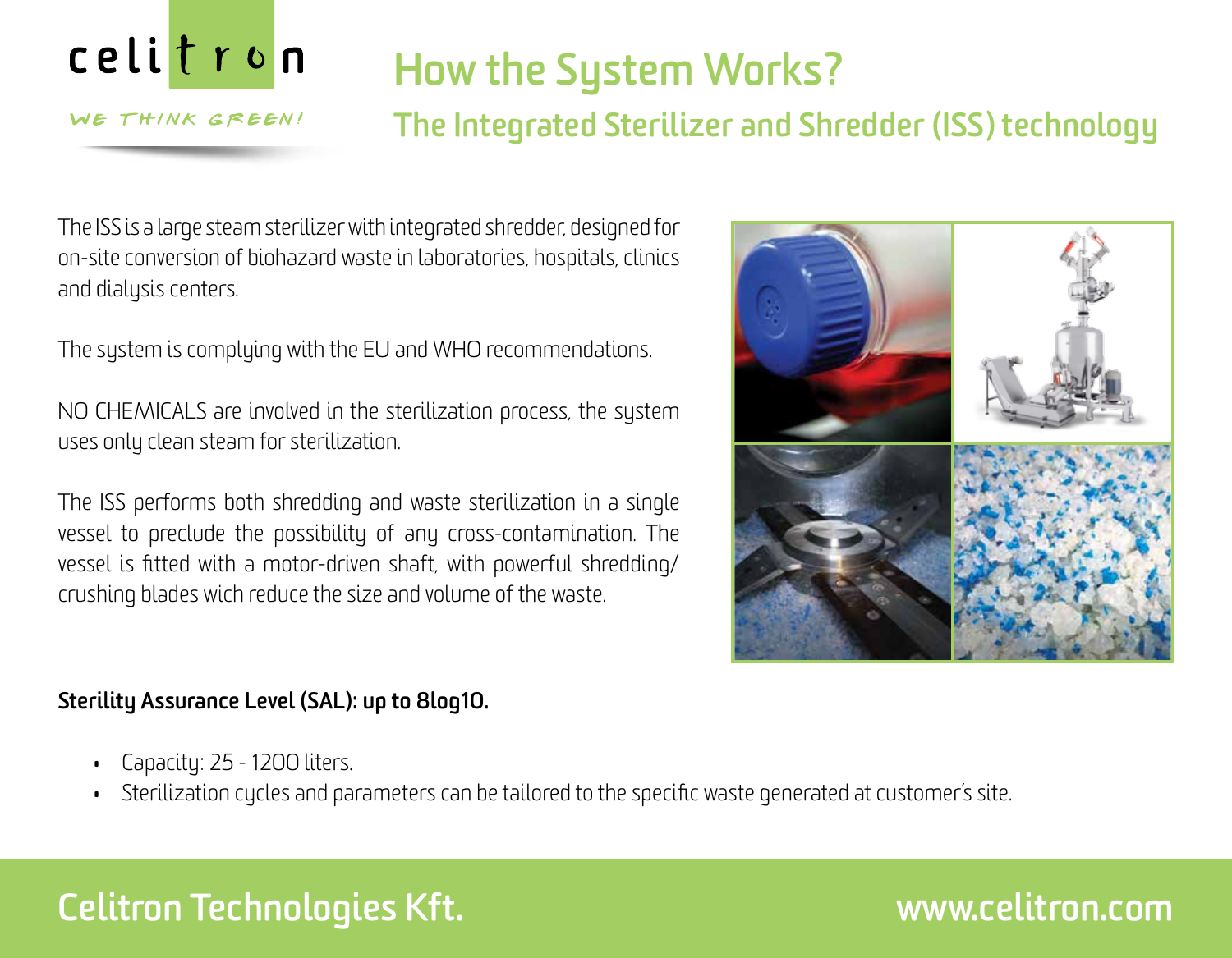# How the System Works?

## The Integrated Sterilizer and Shredder (ISS) technology

The ISS is a large steam sterilizer with integrated shredder, designed for on-site conversion of biohazard waste in laboratories, hospitals, clinics and dialysis centers.

The system is complying with the EU and WHO recommendations.

NO CHEMICALS are involved in the sterilization process, the system uses only clean steam for sterilization.

The ISS performs both shredding and waste sterilization in a single vessel to preclude the possibility of any cross-contamination. The vessel is fitted with a motor-driven shaft, with powerful shredding/ crushing blades wich reduce the size and volume of the waste.

**Sterility Assurance Level (SAL): up to 8log10.**

- Capacity: 25 - 1200 liters.
- Sterilization cycles and parameters can be tailored to the specific waste generated at customer's site.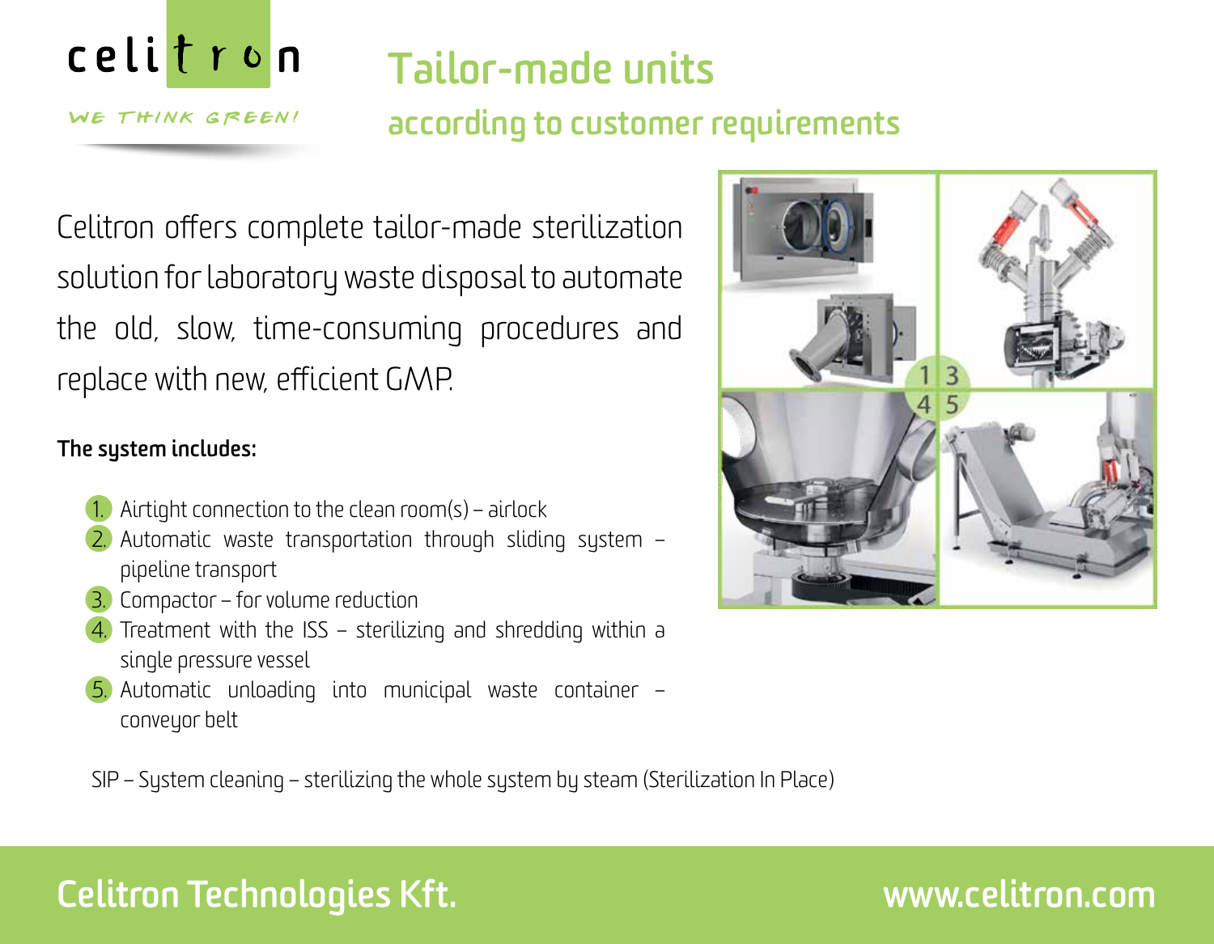celitron

WE THINK GREEN!

# Tailor-made units

## according to customer requirements

Celitron offers complete tailor-made sterilization solution for laboratory waste disposal to automate the old, slow, time-consuming procedures and replace with new, efficient GMP.

**The system includes:**

1. Airtight connection to the clean room(s) – airlock
2. Automatic waste transportation through sliding system – pipeline transport
3. Compactor – for volume reduction
4. Treatment with the ISS – sterilizing and shredding within a single pressure vessel
5. Automatic unloading into municipal waste container – conveyor belt

SIP – System cleaning – sterilizing the whole system by steam (Sterilization In Place)

**Celitron Technologies Kft.** www.celitron.com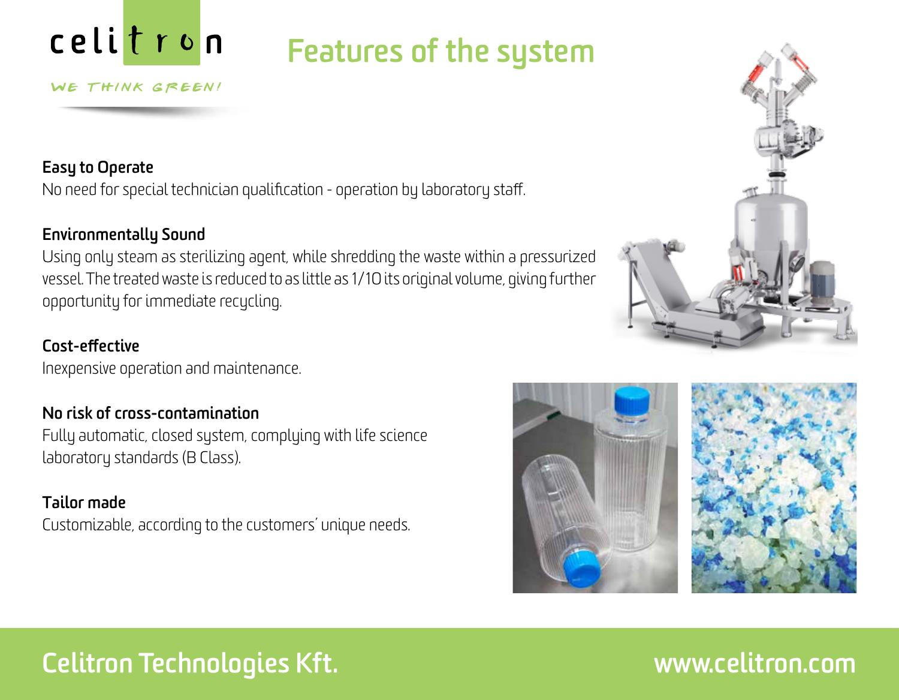celitron

WE THINK GREEN!

# Features of the system

**Easy to Operate**
No need for special technician qualification - operation by laboratory staff.

**Environmentally Sound**
Using only steam as sterilizing agent, while shredding the waste within a pressurized vessel. The treated waste is reduced to as little as 1/10 its original volume, giving further opportunity for immediate recycling.

**Cost-effective**
Inexpensive operation and maintenance.

**No risk of cross-contamination**
Fully automatic, closed system, complying with life science laboratory standards (B Class).

**Tailor made**
Customizable, according to the customers' unique needs.

Celitron Technologies Kft. www.celitron.com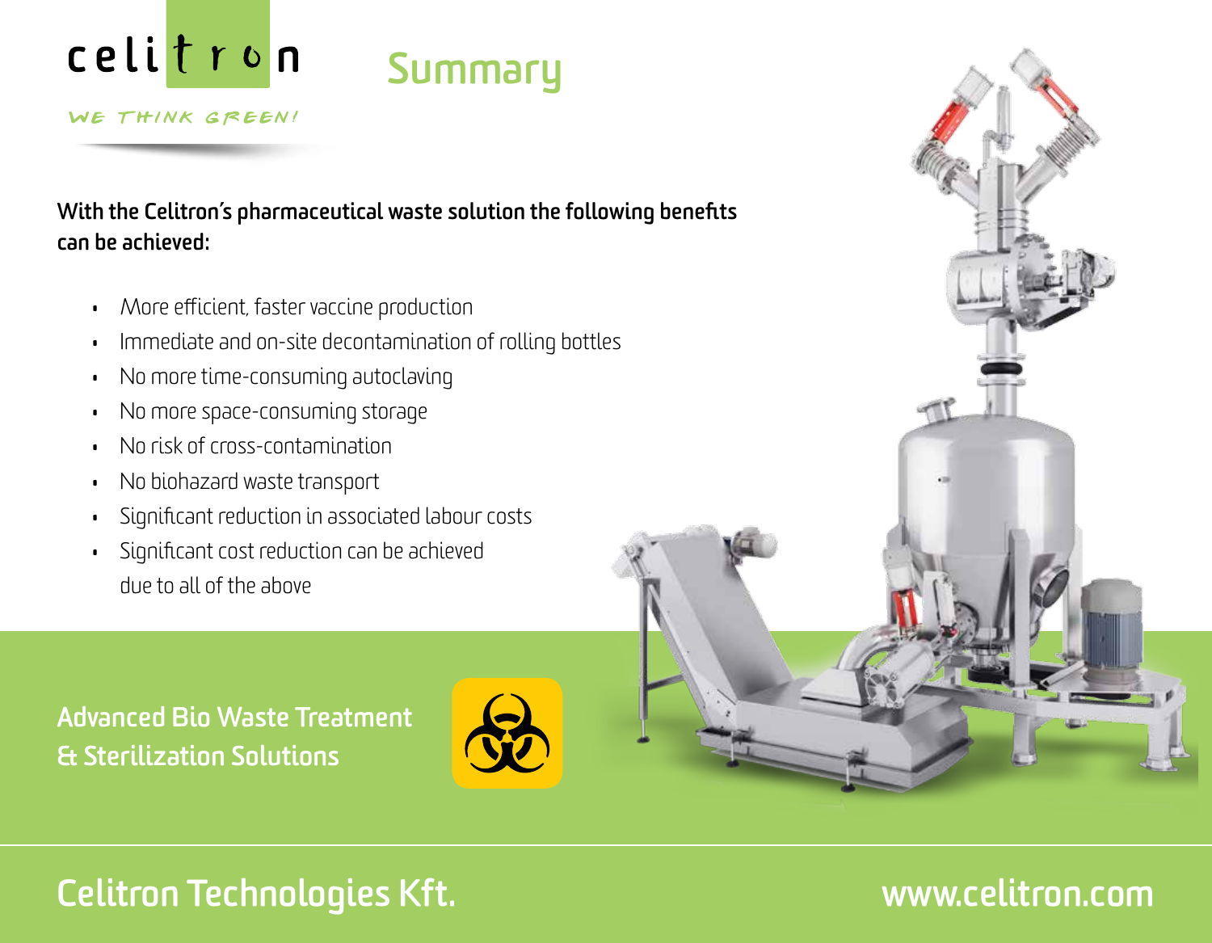celitron

WE THINK GREEN!

# Summary

**With the Celitron's pharmaceutical waste solution the following benefits can be achieved:**

- More efficient, faster vaccine production
- Immediate and on-site decontamination of rolling bottles
- No more time-consuming autoclaving
- No more space-consuming storage
- No risk of cross-contamination
- No biohazard waste transport
- Significant reduction in associated labour costs
- Significant cost reduction can be achieved due to all of the above

**Advanced Bio Waste Treatment & Sterilization Solutions**

**Celitron Technologies Kft.**

**www.celitron.com**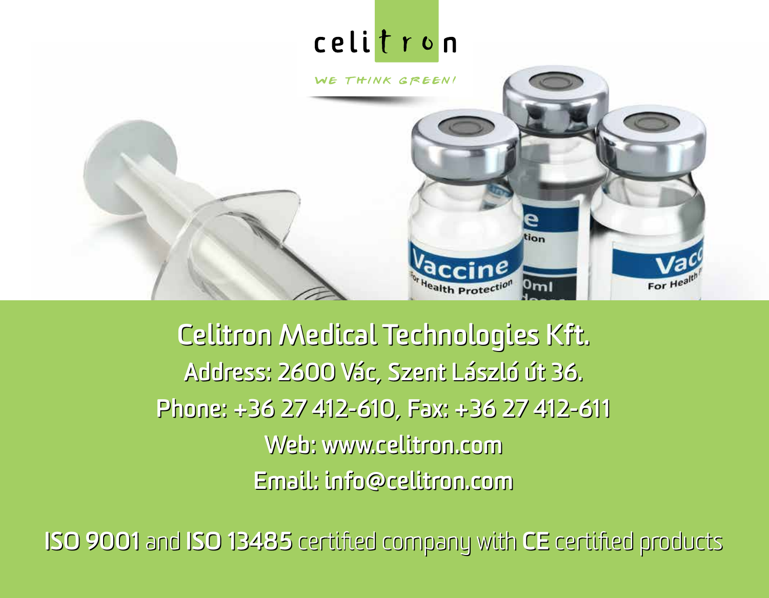celitron

WE THINK GREEN!

**Celitron Medical Technologies Kft.**

**Address: 2600 Vác, Szent László út 36.**

**Phone: +36 27 412-610, Fax: +36 27 412-611**

**Web: www.celitron.com**

**Email: info@celitron.com**

**ISO 9001** and **ISO 13485** certified company with **CE** certified products